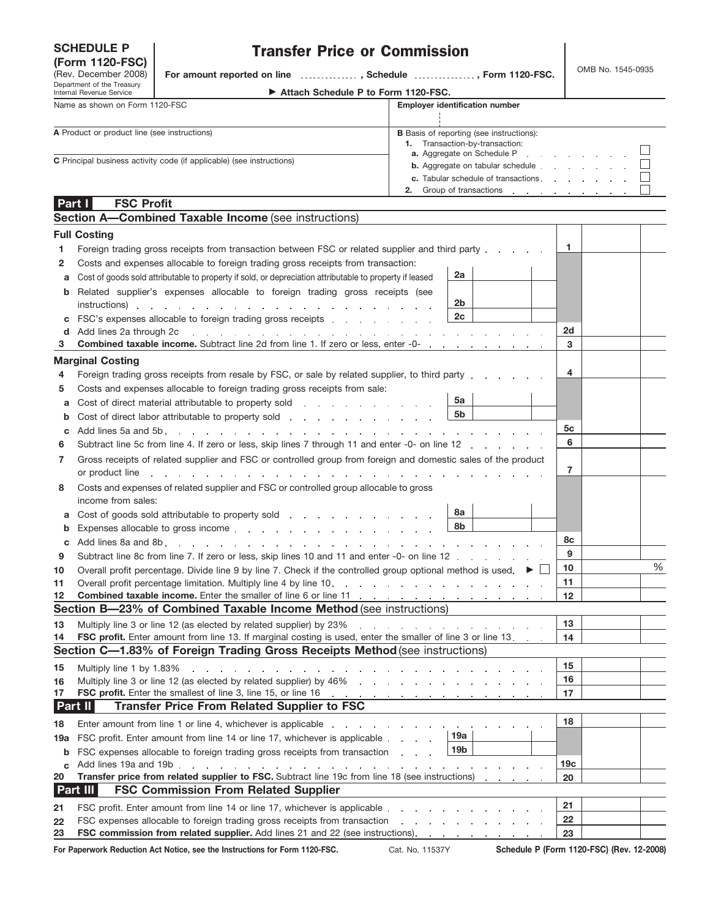**SCHEDULE P (Form 1120-FSC)**
(Rev. December 2008)
Department of the Treasury
Internal Revenue Service

# Transfer Price or Commission

For amount reported on line .............. , Schedule .............. , Form 1120-FSC.

▶ Attach Schedule P to Form 1120-FSC.

OMB No. 1545-0935

| Name as shown on Form 1120-FSC | Employer identification number |
|---|---|
| | |

| A Product or product line (see instructions) | B Basis of reporting (see instructions): |
|---|---|
| | 1. Transaction-by-transaction: |
| | a. Aggregate on Schedule P ☐ |
| C Principal business activity code (if applicable) (see instructions) | b. Aggregate on tabular schedule ☐ |
| | c. Tabular schedule of transactions ☐ |
| | 2. Group of transactions ☐ |

## Part I FSC Profit

### Section A—Combined Taxable Income (see instructions)

**Full Costing**

| | | | | | |
|---|---|---|---|---|---|
| 1 | Foreign trading gross receipts from transaction between FSC or related supplier and third party | | | 1 | |
| 2 | Costs and expenses allocable to foreign trading gross receipts from transaction: | | | | |
| a | Cost of goods sold attributable to property if sold, or depreciation attributable to property if leased | 2a | | | |
| b | Related supplier's expenses allocable to foreign trading gross receipts (see instructions) | 2b | | | |
| c | FSC's expenses allocable to foreign trading gross receipts | 2c | | | |
| d | Add lines 2a through 2c | | | 2d | |
| 3 | **Combined taxable income.** Subtract line 2d from line 1. If zero or less, enter -0- | | | 3 | |

**Marginal Costing**

| | | | | | |
|---|---|---|---|---|---|
| 4 | Foreign trading gross receipts from resale by FSC, or sale by related supplier, to third party | | | 4 | |
| 5 | Costs and expenses allocable to foreign trading gross receipts from sale: | | | | |
| a | Cost of direct material attributable to property sold | 5a | | | |
| b | Cost of direct labor attributable to property sold | 5b | | | |
| c | Add lines 5a and 5b | | | 5c | |
| 6 | Subtract line 5c from line 4. If zero or less, skip lines 7 through 11 and enter -0- on line 12 | | | 6 | |
| 7 | Gross receipts of related supplier and FSC or controlled group from foreign and domestic sales of the product or product line | | | 7 | |
| 8 | Costs and expenses of related supplier and FSC or controlled group allocable to gross income from sales: | | | | |
| a | Cost of goods sold attributable to property sold | 8a | | | |
| b | Expenses allocable to gross income | 8b | | | |
| c | Add lines 8a and 8b | | | 8c | |
| 9 | Subtract line 8c from line 7. If zero or less, skip lines 10 and 11 and enter -0- on line 12 | | | 9 | |
| 10 | Overall profit percentage. Divide line 9 by line 7. Check if the controlled group optional method is used. ▶ ☐ | | | 10 | % |
| 11 | Overall profit percentage limitation. Multiply line 4 by line 10 | | | 11 | |
| 12 | **Combined taxable income.** Enter the smaller of line 6 or line 11 | | | 12 | |

### Section B—23% of Combined Taxable Income Method (see instructions)

| | | | |
|---|---|---|---|
| 13 | Multiply line 3 or line 12 (as elected by related supplier) by 23% | 13 | |
| 14 | **FSC profit.** Enter amount from line 13. If marginal costing is used, enter the smaller of line 3 or line 13 | 14 | |

### Section C—1.83% of Foreign Trading Gross Receipts Method (see instructions)

| | | | |
|---|---|---|---|
| 15 | Multiply line 1 by 1.83% | 15 | |
| 16 | Multiply line 3 or line 12 (as elected by related supplier) by 46% | 16 | |
| 17 | **FSC profit.** Enter the smallest of line 3, line 15, or line 16 | 17 | |

## Part II Transfer Price From Related Supplier to FSC

| | | | | | |
|---|---|---|---|---|---|
| 18 | Enter amount from line 1 or line 4, whichever is applicable | | | 18 | |
| 19a | FSC profit. Enter amount from line 14 or line 17, whichever is applicable | 19a | | | |
| b | FSC expenses allocable to foreign trading gross receipts from transaction | 19b | | | |
| c | Add lines 19a and 19b | | | 19c | |
| 20 | **Transfer price from related supplier to FSC.** Subtract line 19c from line 18 (see instructions) | | | 20 | |

## Part III FSC Commission From Related Supplier

| | | | |
|---|---|---|---|
| 21 | FSC profit. Enter amount from line 14 or line 17, whichever is applicable | 21 | |
| 22 | FSC expenses allocable to foreign trading gross receipts from transaction | 22 | |
| 23 | **FSC commission from related supplier.** Add lines 21 and 22 (see instructions) | 23 | |

**For Paperwork Reduction Act Notice, see the Instructions for Form 1120-FSC.** Cat. No. 11537Y **Schedule P (Form 1120-FSC) (Rev. 12-2008)**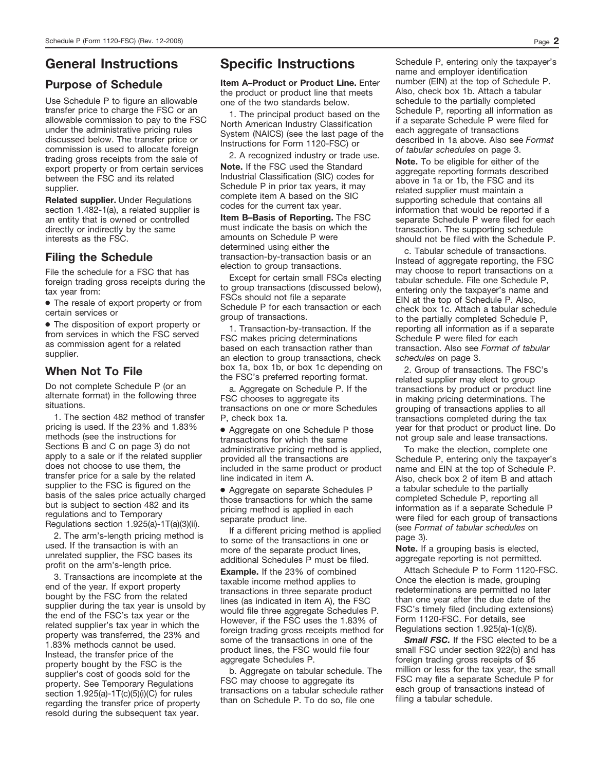# General Instructions

## Purpose of Schedule

Use Schedule P to figure an allowable transfer price to charge the FSC or an allowable commission to pay to the FSC under the administrative pricing rules discussed below. The transfer price or commission is used to allocate foreign trading gross receipts from the sale of export property or from certain services between the FSC and its related supplier.

**Related supplier.** Under Regulations section 1.482-1(a), a related supplier is an entity that is owned or controlled directly or indirectly by the same interests as the FSC.

## Filing the Schedule

File the schedule for a FSC that has foreign trading gross receipts during the tax year from:

- The resale of export property or from certain services or
- The disposition of export property or from services in which the FSC served as commission agent for a related supplier.

## When Not To File

Do not complete Schedule P (or an alternate format) in the following three situations.

1. The section 482 method of transfer pricing is used. If the 23% and 1.83% methods (see the instructions for Sections B and C on page 3) do not apply to a sale or if the related supplier does not choose to use them, the transfer price for a sale by the related supplier to the FSC is figured on the basis of the sales price actually charged but is subject to section 482 and its regulations and to Temporary Regulations section 1.925(a)-1T(a)(3)(ii).

2. The arm's-length pricing method is used. If the transaction is with an unrelated supplier, the FSC bases its profit on the arm's-length price.

3. Transactions are incomplete at the end of the year. If export property bought by the FSC from the related supplier during the tax year is unsold by the end of the FSC's tax year or the related supplier's tax year in which the property was transferred, the 23% and 1.83% methods cannot be used. Instead, the transfer price of the property bought by the FSC is the supplier's cost of goods sold for the property. See Temporary Regulations section 1.925(a)-1T(c)(5)(i)(C) for rules regarding the transfer price of property resold during the subsequent tax year.

# Specific Instructions

**Item A–Product or Product Line.** Enter the product or product line that meets one of the two standards below.

1. The principal product based on the North American Industry Classification System (NAICS) (see the last page of the Instructions for Form 1120-FSC) or

2. A recognized industry or trade use.

**Note.** If the FSC used the Standard Industrial Classification (SIC) codes for Schedule P in prior tax years, it may complete item A based on the SIC codes for the current tax year.

**Item B–Basis of Reporting.** The FSC must indicate the basis on which the amounts on Schedule P were determined using either the transaction-by-transaction basis or an election to group transactions.

Except for certain small FSCs electing to group transactions (discussed below), FSCs should not file a separate Schedule P for each transaction or each group of transactions.

1. Transaction-by-transaction. If the FSC makes pricing determinations based on each transaction rather than an election to group transactions, check box 1a, box 1b, or box 1c depending on the FSC's preferred reporting format.

a. Aggregate on Schedule P. If the FSC chooses to aggregate its transactions on one or more Schedules P, check box 1a.

- Aggregate on one Schedule P those transactions for which the same administrative pricing method is applied, provided all the transactions are included in the same product or product line indicated in item A.
- Aggregate on separate Schedules P those transactions for which the same pricing method is applied in each separate product line.

If a different pricing method is applied to some of the transactions in one or more of the separate product lines, additional Schedules P must be filed.

**Example.** If the 23% of combined taxable income method applies to transactions in three separate product lines (as indicated in item A), the FSC would file three aggregate Schedules P. However, if the FSC uses the 1.83% of foreign trading gross receipts method for some of the transactions in one of the product lines, the FSC would file four aggregate Schedules P.

b. Aggregate on tabular schedule. The FSC may choose to aggregate its transactions on a tabular schedule rather than on Schedule P. To do so, file one Schedule P, entering only the taxpayer's name and employer identification number (EIN) at the top of Schedule P. Also, check box 1b. Attach a tabular schedule to the partially completed Schedule P, reporting all information as if a separate Schedule P were filed for each aggregate of transactions described in 1a above. Also see *Format of tabular schedules* on page 3.

**Note.** To be eligible for either of the aggregate reporting formats described above in 1a or 1b, the FSC and its related supplier must maintain a supporting schedule that contains all information that would be reported if a separate Schedule P were filed for each transaction. The supporting schedule should not be filed with the Schedule P.

c. Tabular schedule of transactions. Instead of aggregate reporting, the FSC may choose to report transactions on a tabular schedule. File one Schedule P, entering only the taxpayer's name and EIN at the top of Schedule P. Also, check box 1c. Attach a tabular schedule to the partially completed Schedule P, reporting all information as if a separate Schedule P were filed for each transaction. Also see *Format of tabular schedules* on page 3.

2. Group of transactions. The FSC's related supplier may elect to group transactions by product or product line in making pricing determinations. The grouping of transactions applies to all transactions completed during the tax year for that product or product line. Do not group sale and lease transactions.

To make the election, complete one Schedule P, entering only the taxpayer's name and EIN at the top of Schedule P. Also, check box 2 of item B and attach a tabular schedule to the partially completed Schedule P, reporting all information as if a separate Schedule P were filed for each group of transactions (see *Format of tabular schedules* on page 3).

**Note.** If a grouping basis is elected, aggregate reporting is not permitted.

Attach Schedule P to Form 1120-FSC. Once the election is made, grouping redeterminations are permitted no later than one year after the due date of the FSC's timely filed (including extensions) Form 1120-FSC. For details, see Regulations section 1.925(a)-1(c)(8).

***Small FSC.*** If the FSC elected to be a small FSC under section 922(b) and has foreign trading gross receipts of $5 million or less for the tax year, the small FSC may file a separate Schedule P for each group of transactions instead of filing a tabular schedule.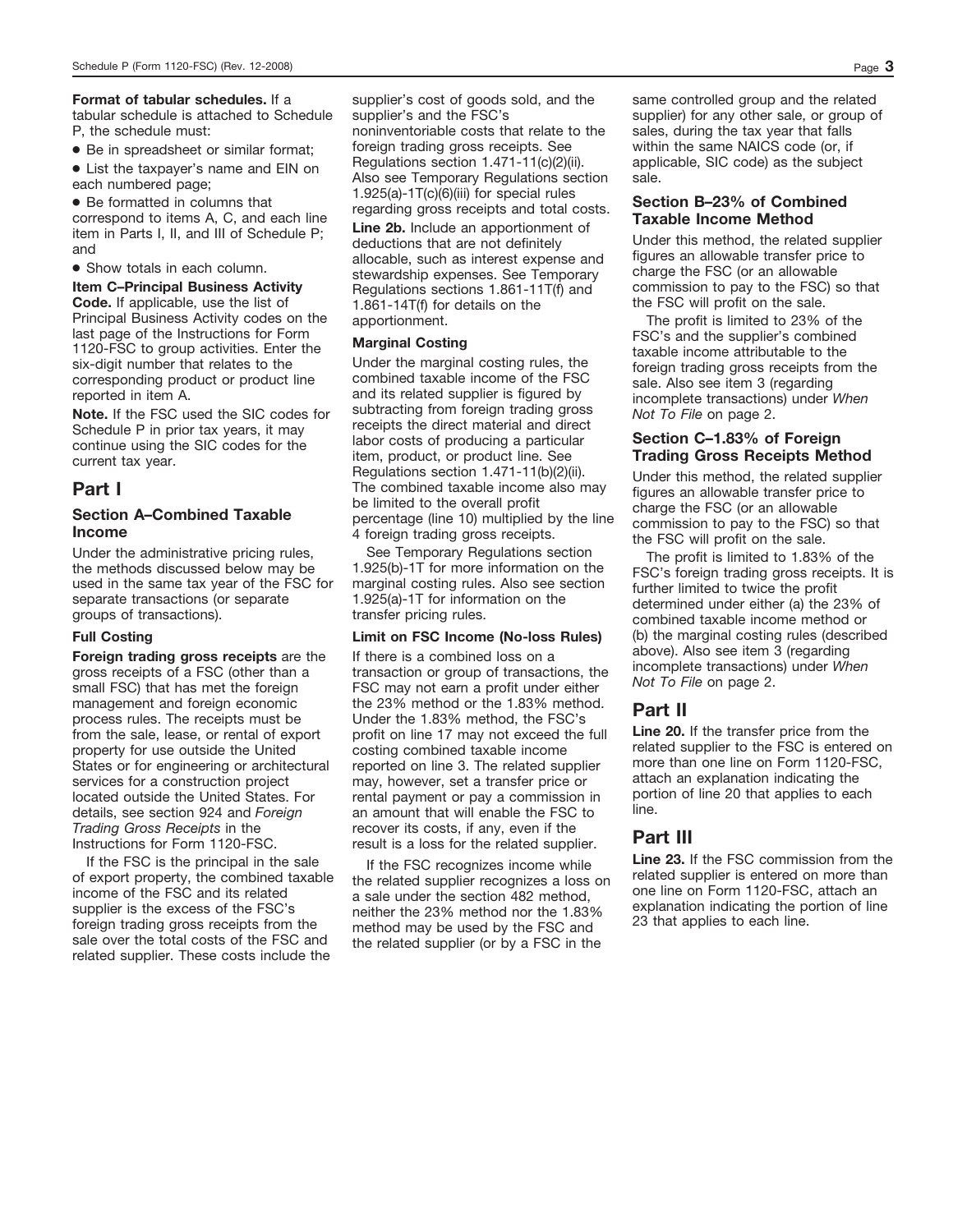**Format of tabular schedules.** If a tabular schedule is attached to Schedule P, the schedule must:

- Be in spreadsheet or similar format;
- List the taxpayer's name and EIN on each numbered page;
- Be formatted in columns that correspond to items A, C, and each line item in Parts I, II, and III of Schedule P; and
- Show totals in each column.

**Item C–Principal Business Activity Code.** If applicable, use the list of Principal Business Activity codes on the last page of the Instructions for Form 1120-FSC to group activities. Enter the six-digit number that relates to the corresponding product or product line reported in item A.

**Note.** If the FSC used the SIC codes for Schedule P in prior tax years, it may continue using the SIC codes for the current tax year.

## Part I

### Section A–Combined Taxable Income

Under the administrative pricing rules, the methods discussed below may be used in the same tax year of the FSC for separate transactions (or separate groups of transactions).

#### Full Costing

**Foreign trading gross receipts** are the gross receipts of a FSC (other than a small FSC) that has met the foreign management and foreign economic process rules. The receipts must be from the sale, lease, or rental of export property for use outside the United States or for engineering or architectural services for a construction project located outside the United States. For details, see section 924 and *Foreign Trading Gross Receipts* in the Instructions for Form 1120-FSC.

If the FSC is the principal in the sale of export property, the combined taxable income of the FSC and its related supplier is the excess of the FSC's foreign trading gross receipts from the sale over the total costs of the FSC and related supplier. These costs include the supplier's cost of goods sold, and the supplier's and the FSC's noninventoriable costs that relate to the foreign trading gross receipts. See Regulations section 1.471-11(c)(2)(ii). Also see Temporary Regulations section 1.925(a)-1T(c)(6)(iii) for special rules regarding gross receipts and total costs.

**Line 2b.** Include an apportionment of deductions that are not definitely allocable, such as interest expense and stewardship expenses. See Temporary Regulations sections 1.861-11T(f) and 1.861-14T(f) for details on the apportionment.

#### Marginal Costing

Under the marginal costing rules, the combined taxable income of the FSC and its related supplier is figured by subtracting from foreign trading gross receipts the direct material and direct labor costs of producing a particular item, product, or product line. See Regulations section 1.471-11(b)(2)(ii). The combined taxable income also may be limited to the overall profit percentage (line 10) multiplied by the line 4 foreign trading gross receipts.

See Temporary Regulations section 1.925(b)-1T for more information on the marginal costing rules. Also see section 1.925(a)-1T for information on the transfer pricing rules.

#### Limit on FSC Income (No-loss Rules)

If there is a combined loss on a transaction or group of transactions, the FSC may not earn a profit under either the 23% method or the 1.83% method. Under the 1.83% method, the FSC's profit on line 17 may not exceed the full costing combined taxable income reported on line 3. The related supplier may, however, set a transfer price or rental payment or pay a commission in an amount that will enable the FSC to recover its costs, if any, even if the result is a loss for the related supplier.

If the FSC recognizes income while the related supplier recognizes a loss on a sale under the section 482 method, neither the 23% method nor the 1.83% method may be used by the FSC and the related supplier (or by a FSC in the same controlled group and the related supplier) for any other sale, or group of sales, during the tax year that falls within the same NAICS code (or, if applicable, SIC code) as the subject sale.

### Section B–23% of Combined Taxable Income Method

Under this method, the related supplier figures an allowable transfer price to charge the FSC (or an allowable commission to pay to the FSC) so that the FSC will profit on the sale.

The profit is limited to 23% of the FSC's and the supplier's combined taxable income attributable to the foreign trading gross receipts from the sale. Also see item 3 (regarding incomplete transactions) under *When Not To File* on page 2.

### Section C–1.83% of Foreign Trading Gross Receipts Method

Under this method, the related supplier figures an allowable transfer price to charge the FSC (or an allowable commission to pay to the FSC) so that the FSC will profit on the sale.

The profit is limited to 1.83% of the FSC's foreign trading gross receipts. It is further limited to twice the profit determined under either (a) the 23% of combined taxable income method or (b) the marginal costing rules (described above). Also see item 3 (regarding incomplete transactions) under *When Not To File* on page 2.

## Part II

**Line 20.** If the transfer price from the related supplier to the FSC is entered on more than one line on Form 1120-FSC, attach an explanation indicating the portion of line 20 that applies to each line.

## Part III

**Line 23.** If the FSC commission from the related supplier is entered on more than one line on Form 1120-FSC, attach an explanation indicating the portion of line 23 that applies to each line.